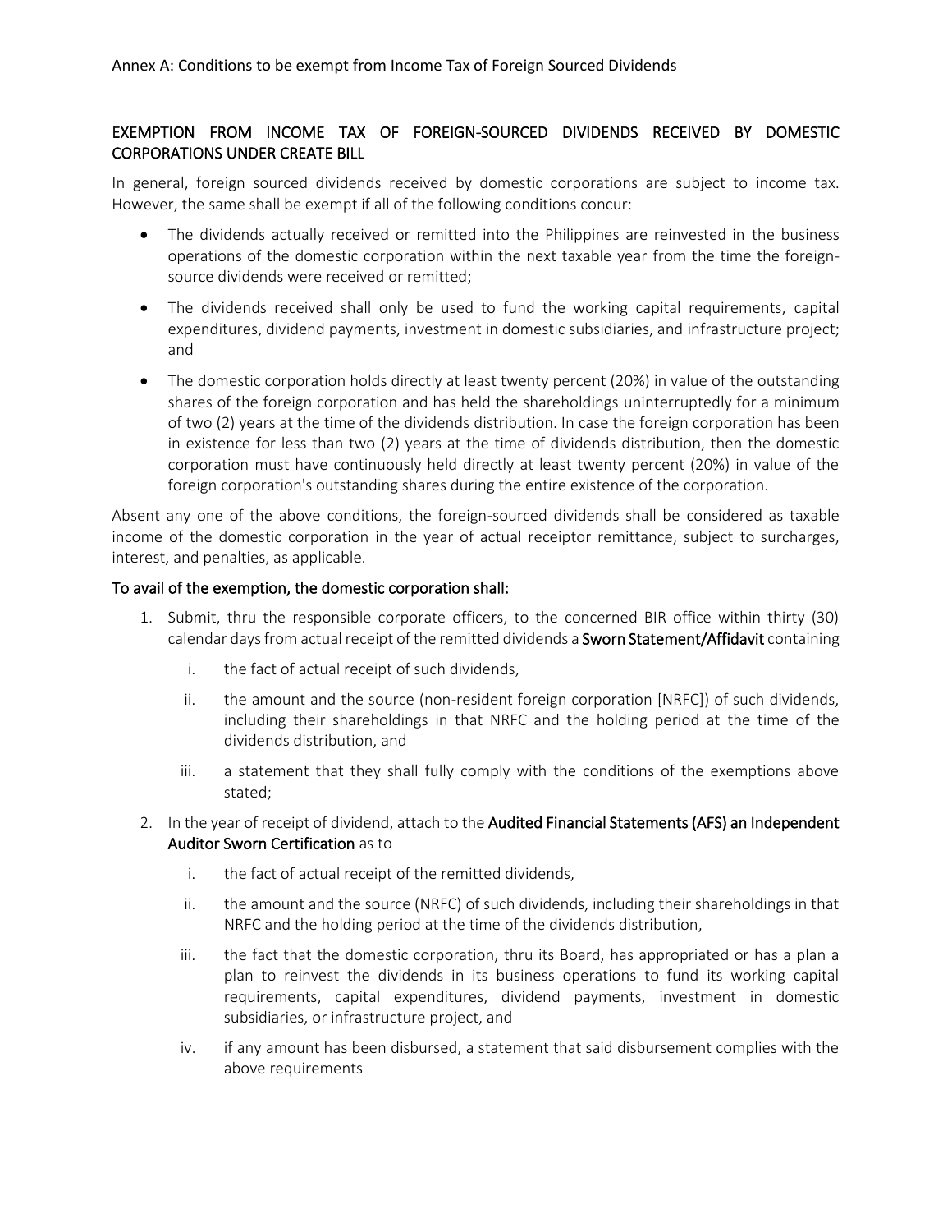Annex A: Conditions to be exempt from Income Tax of Foreign Sourced Dividends

## EXEMPTION FROM INCOME TAX OF FOREIGN-SOURCED DIVIDENDS RECEIVED BY DOMESTIC CORPORATIONS UNDER CREATE BILL

In general, foreign sourced dividends received by domestic corporations are subject to income tax. However, the same shall be exempt if all of the following conditions concur:

- The dividends actually received or remitted into the Philippines are reinvested in the business operations of the domestic corporation within the next taxable year from the time the foreign-source dividends were received or remitted;
- The dividends received shall only be used to fund the working capital requirements, capital expenditures, dividend payments, investment in domestic subsidiaries, and infrastructure project; and
- The domestic corporation holds directly at least twenty percent (20%) in value of the outstanding shares of the foreign corporation and has held the shareholdings uninterruptedly for a minimum of two (2) years at the time of the dividends distribution. In case the foreign corporation has been in existence for less than two (2) years at the time of dividends distribution, then the domestic corporation must have continuously held directly at least twenty percent (20%) in value of the foreign corporation's outstanding shares during the entire existence of the corporation.

Absent any one of the above conditions, the foreign-sourced dividends shall be considered as taxable income of the domestic corporation in the year of actual receiptor remittance, subject to surcharges, interest, and penalties, as applicable.

### To avail of the exemption, the domestic corporation shall:

1. Submit, thru the responsible corporate officers, to the concerned BIR office within thirty (30) calendar days from actual receipt of the remitted dividends a **Sworn Statement/Affidavit** containing
   i. the fact of actual receipt of such dividends,
   ii. the amount and the source (non-resident foreign corporation [NRFC]) of such dividends, including their shareholdings in that NRFC and the holding period at the time of the dividends distribution, and
   iii. a statement that they shall fully comply with the conditions of the exemptions above stated;
2. In the year of receipt of dividend, attach to the **Audited Financial Statements (AFS) an Independent Auditor Sworn Certification** as to
   i. the fact of actual receipt of the remitted dividends,
   ii. the amount and the source (NRFC) of such dividends, including their shareholdings in that NRFC and the holding period at the time of the dividends distribution,
   iii. the fact that the domestic corporation, thru its Board, has appropriated or has a plan a plan to reinvest the dividends in its business operations to fund its working capital requirements, capital expenditures, dividend payments, investment in domestic subsidiaries, or infrastructure project, and
   iv. if any amount has been disbursed, a statement that said disbursement complies with the above requirements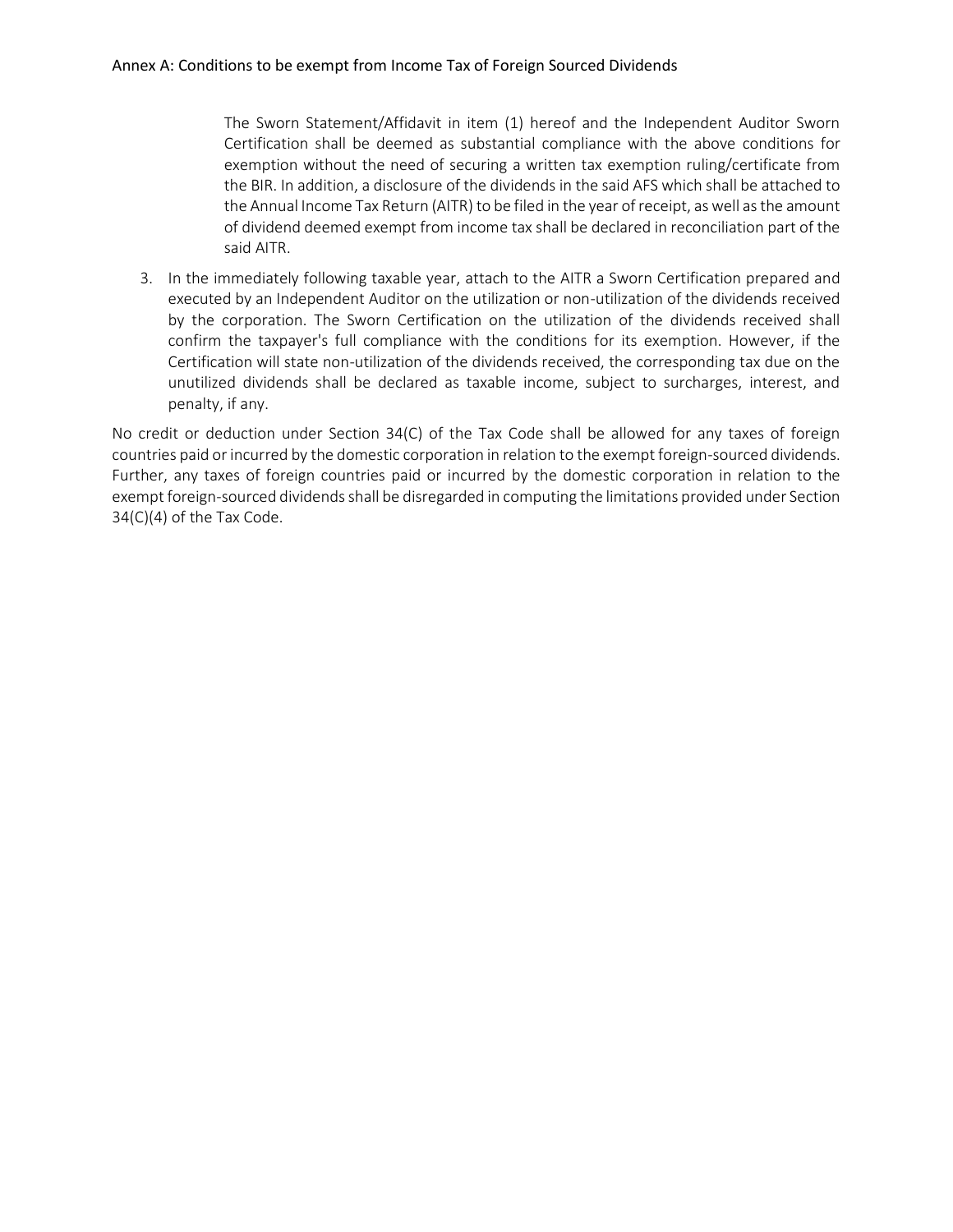The Sworn Statement/Affidavit in item (1) hereof and the Independent Auditor Sworn Certification shall be deemed as substantial compliance with the above conditions for exemption without the need of securing a written tax exemption ruling/certificate from the BIR. In addition, a disclosure of the dividends in the said AFS which shall be attached to the Annual Income Tax Return (AITR) to be filed in the year of receipt, as well as the amount of dividend deemed exempt from income tax shall be declared in reconciliation part of the said AITR.

3. In the immediately following taxable year, attach to the AITR a Sworn Certification prepared and executed by an Independent Auditor on the utilization or non-utilization of the dividends received by the corporation. The Sworn Certification on the utilization of the dividends received shall confirm the taxpayer's full compliance with the conditions for its exemption. However, if the Certification will state non-utilization of the dividends received, the corresponding tax due on the unutilized dividends shall be declared as taxable income, subject to surcharges, interest, and penalty, if any.

No credit or deduction under Section 34(C) of the Tax Code shall be allowed for any taxes of foreign countries paid or incurred by the domestic corporation in relation to the exempt foreign-sourced dividends. Further, any taxes of foreign countries paid or incurred by the domestic corporation in relation to the exempt foreign-sourced dividends shall be disregarded in computing the limitations provided under Section 34(C)(4) of the Tax Code.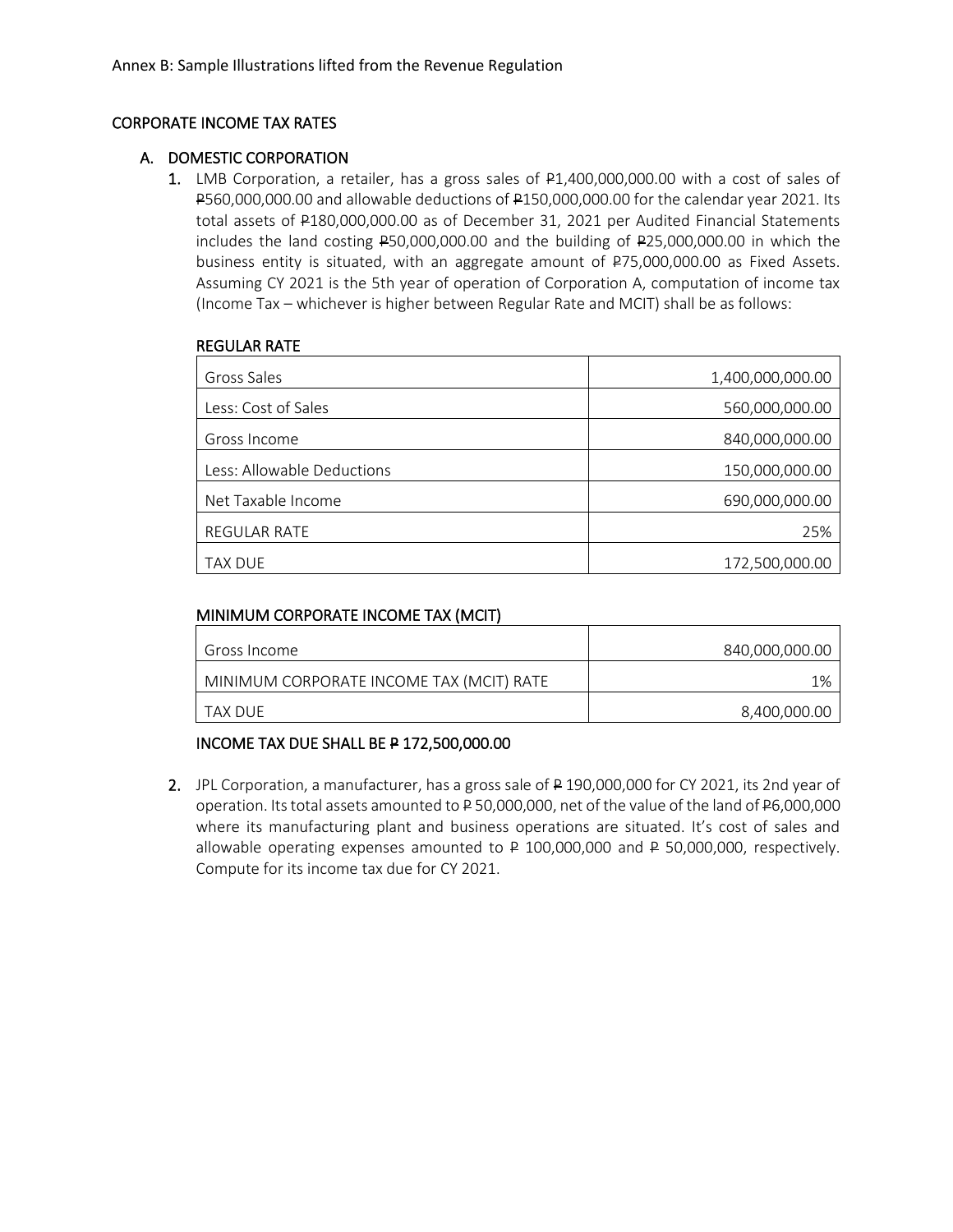Annex B: Sample Illustrations lifted from the Revenue Regulation

## CORPORATE INCOME TAX RATES

### A. DOMESTIC CORPORATION

1. LMB Corporation, a retailer, has a gross sales of ₱1,400,000,000.00 with a cost of sales of ₱560,000,000.00 and allowable deductions of ₱150,000,000.00 for the calendar year 2021. Its total assets of ₱180,000,000.00 as of December 31, 2021 per Audited Financial Statements includes the land costing ₱50,000,000.00 and the building of ₱25,000,000.00 in which the business entity is situated, with an aggregate amount of ₱75,000,000.00 as Fixed Assets. Assuming CY 2021 is the 5th year of operation of Corporation A, computation of income tax (Income Tax – whichever is higher between Regular Rate and MCIT) shall be as follows:

**REGULAR RATE**

| | |
|---|---:|
| Gross Sales | 1,400,000,000.00 |
| Less: Cost of Sales | 560,000,000.00 |
| Gross Income | 840,000,000.00 |
| Less: Allowable Deductions | 150,000,000.00 |
| Net Taxable Income | 690,000,000.00 |
| REGULAR RATE | 25% |
| TAX DUE | 172,500,000.00 |

**MINIMUM CORPORATE INCOME TAX (MCIT)**

| | |
|---|---:|
| Gross Income | 840,000,000.00 |
| MINIMUM CORPORATE INCOME TAX (MCIT) RATE | 1% |
| TAX DUE | 8,400,000.00 |

**INCOME TAX DUE SHALL BE ₱ 172,500,000.00**

2. JPL Corporation, a manufacturer, has a gross sale of ₱ 190,000,000 for CY 2021, its 2nd year of operation. Its total assets amounted to ₱ 50,000,000, net of the value of the land of ₱6,000,000 where its manufacturing plant and business operations are situated. It's cost of sales and allowable operating expenses amounted to ₱ 100,000,000 and ₱ 50,000,000, respectively. Compute for its income tax due for CY 2021.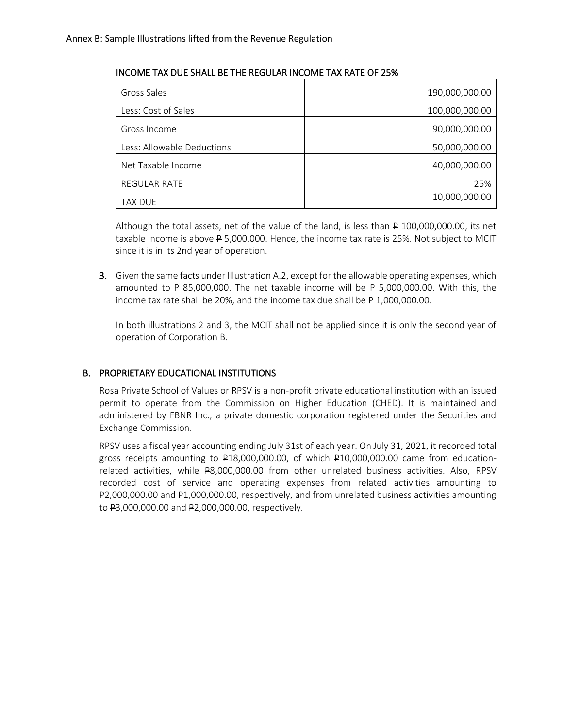Annex B: Sample Illustrations lifted from the Revenue Regulation

INCOME TAX DUE SHALL BE THE REGULAR INCOME TAX RATE OF 25%

| | |
|---|---|
| Gross Sales | 190,000,000.00 |
| Less: Cost of Sales | 100,000,000.00 |
| Gross Income | 90,000,000.00 |
| Less: Allowable Deductions | 50,000,000.00 |
| Net Taxable Income | 40,000,000.00 |
| REGULAR RATE | 25% |
| TAX DUE | 10,000,000.00 |

Although the total assets, net of the value of the land, is less than ₱ 100,000,000.00, its net taxable income is above ₱ 5,000,000. Hence, the income tax rate is 25%. Not subject to MCIT since it is in its 2nd year of operation.

3. Given the same facts under Illustration A.2, except for the allowable operating expenses, which amounted to ₱ 85,000,000. The net taxable income will be ₱ 5,000,000.00. With this, the income tax rate shall be 20%, and the income tax due shall be ₱ 1,000,000.00.

   In both illustrations 2 and 3, the MCIT shall not be applied since it is only the second year of operation of Corporation B.

## B. PROPRIETARY EDUCATIONAL INSTITUTIONS

Rosa Private School of Values or RPSV is a non-profit private educational institution with an issued permit to operate from the Commission on Higher Education (CHED). It is maintained and administered by FBNR Inc., a private domestic corporation registered under the Securities and Exchange Commission.

RPSV uses a fiscal year accounting ending July 31st of each year. On July 31, 2021, it recorded total gross receipts amounting to ₱18,000,000.00, of which ₱10,000,000.00 came from education-related activities, while ₱8,000,000.00 from other unrelated business activities. Also, RPSV recorded cost of service and operating expenses from related activities amounting to ₱2,000,000.00 and ₱1,000,000.00, respectively, and from unrelated business activities amounting to ₱3,000,000.00 and ₱2,000,000.00, respectively.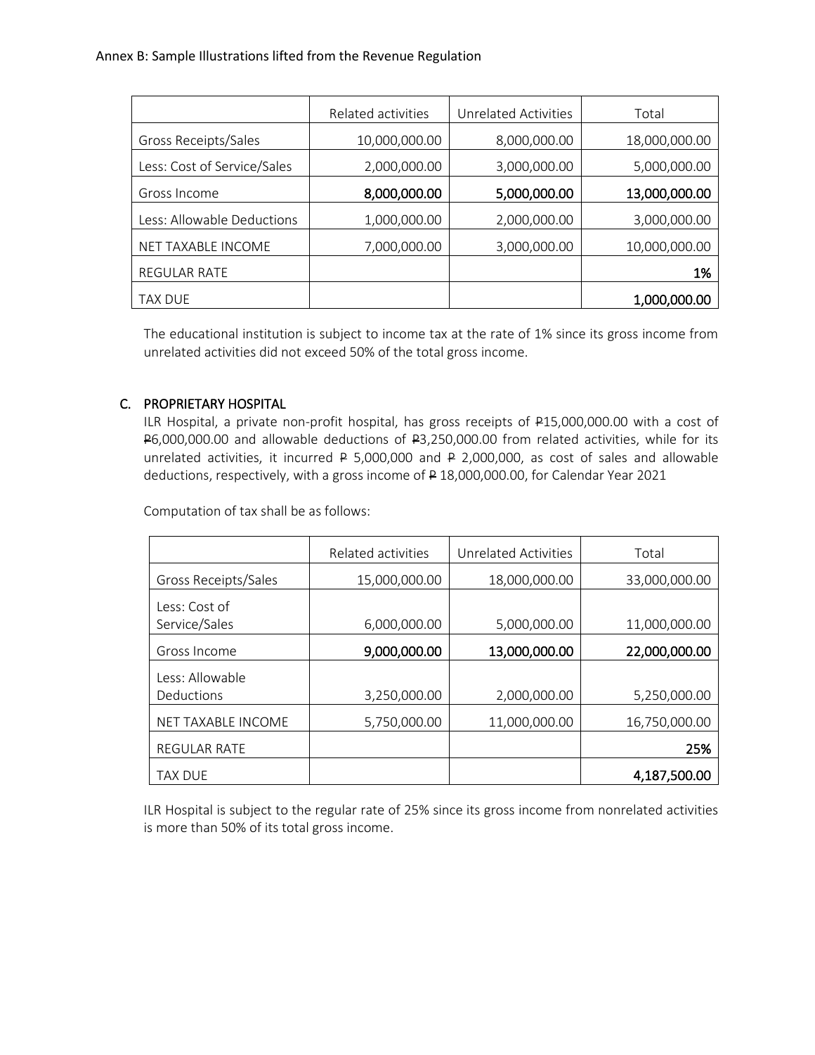Annex B: Sample Illustrations lifted from the Revenue Regulation

| | Related activities | Unrelated Activities | Total |
|---|---|---|---|
| Gross Receipts/Sales | 10,000,000.00 | 8,000,000.00 | 18,000,000.00 |
| Less: Cost of Service/Sales | 2,000,000.00 | 3,000,000.00 | 5,000,000.00 |
| Gross Income | **8,000,000.00** | **5,000,000.00** | **13,000,000.00** |
| Less: Allowable Deductions | 1,000,000.00 | 2,000,000.00 | 3,000,000.00 |
| NET TAXABLE INCOME | 7,000,000.00 | 3,000,000.00 | 10,000,000.00 |
| REGULAR RATE | | | **1%** |
| TAX DUE | | | **1,000,000.00** |

The educational institution is subject to income tax at the rate of 1% since its gross income from unrelated activities did not exceed 50% of the total gross income.

## C. PROPRIETARY HOSPITAL

ILR Hospital, a private non-profit hospital, has gross receipts of ₱15,000,000.00 with a cost of ₱6,000,000.00 and allowable deductions of ₱3,250,000.00 from related activities, while for its unrelated activities, it incurred ₱ 5,000,000 and ₱ 2,000,000, as cost of sales and allowable deductions, respectively, with a gross income of ₱ 18,000,000.00, for Calendar Year 2021

Computation of tax shall be as follows:

| | Related activities | Unrelated Activities | Total |
|---|---|---|---|
| Gross Receipts/Sales | 15,000,000.00 | 18,000,000.00 | 33,000,000.00 |
| Less: Cost of Service/Sales | 6,000,000.00 | 5,000,000.00 | 11,000,000.00 |
| Gross Income | **9,000,000.00** | **13,000,000.00** | **22,000,000.00** |
| Less: Allowable Deductions | 3,250,000.00 | 2,000,000.00 | 5,250,000.00 |
| NET TAXABLE INCOME | 5,750,000.00 | 11,000,000.00 | 16,750,000.00 |
| REGULAR RATE | | | **25%** |
| TAX DUE | | | **4,187,500.00** |

ILR Hospital is subject to the regular rate of 25% since its gross income from nonrelated activities is more than 50% of its total gross income.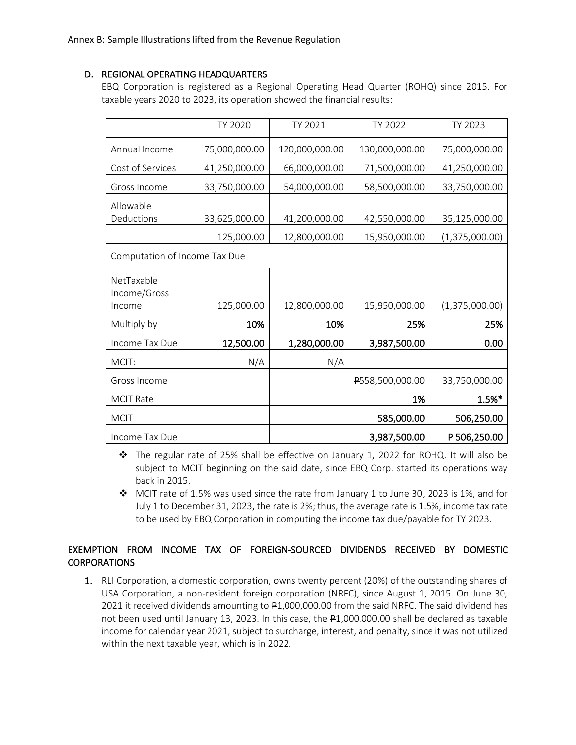Annex B: Sample Illustrations lifted from the Revenue Regulation

### D. REGIONAL OPERATING HEADQUARTERS

EBQ Corporation is registered as a Regional Operating Head Quarter (ROHQ) since 2015. For taxable years 2020 to 2023, its operation showed the financial results:

| | TY 2020 | TY 2021 | TY 2022 | TY 2023 |
|---|---|---|---|---|
| Annual Income | 75,000,000.00 | 120,000,000.00 | 130,000,000.00 | 75,000,000.00 |
| Cost of Services | 41,250,000.00 | 66,000,000.00 | 71,500,000.00 | 41,250,000.00 |
| Gross Income | 33,750,000.00 | 54,000,000.00 | 58,500,000.00 | 33,750,000.00 |
| Allowable Deductions | 33,625,000.00 | 41,200,000.00 | 42,550,000.00 | 35,125,000.00 |
| | 125,000.00 | 12,800,000.00 | 15,950,000.00 | (1,375,000.00) |
| Computation of Income Tax Due | | | | |
| NetTaxable Income/Gross Income | 125,000.00 | 12,800,000.00 | 15,950,000.00 | (1,375,000.00) |
| Multiply by | **10%** | **10%** | **25%** | **25%** |
| Income Tax Due | **12,500.00** | **1,280,000.00** | **3,987,500.00** | **0.00** |
| MCIT: | N/A | N/A | | |
| Gross Income | | | ₱558,500,000.00 | 33,750,000.00 |
| MCIT Rate | | | **1%** | **1.5%*** |
| MCIT | | | **585,000.00** | **506,250.00** |
| Income Tax Due | | | **3,987,500.00** | **₱ 506,250.00** |

- ❖ The regular rate of 25% shall be effective on January 1, 2022 for ROHQ. It will also be subject to MCIT beginning on the said date, since EBQ Corp. started its operations way back in 2015.
- ❖ MCIT rate of 1.5% was used since the rate from January 1 to June 30, 2023 is 1%, and for July 1 to December 31, 2023, the rate is 2%; thus, the average rate is 1.5%, income tax rate to be used by EBQ Corporation in computing the income tax due/payable for TY 2023.

### EXEMPTION FROM INCOME TAX OF FOREIGN-SOURCED DIVIDENDS RECEIVED BY DOMESTIC CORPORATIONS

1. RLI Corporation, a domestic corporation, owns twenty percent (20%) of the outstanding shares of USA Corporation, a non-resident foreign corporation (NRFC), since August 1, 2015. On June 30, 2021 it received dividends amounting to ₱1,000,000.00 from the said NRFC. The said dividend has not been used until January 13, 2023. In this case, the ₱1,000,000.00 shall be declared as taxable income for calendar year 2021, subject to surcharge, interest, and penalty, since it was not utilized within the next taxable year, which is in 2022.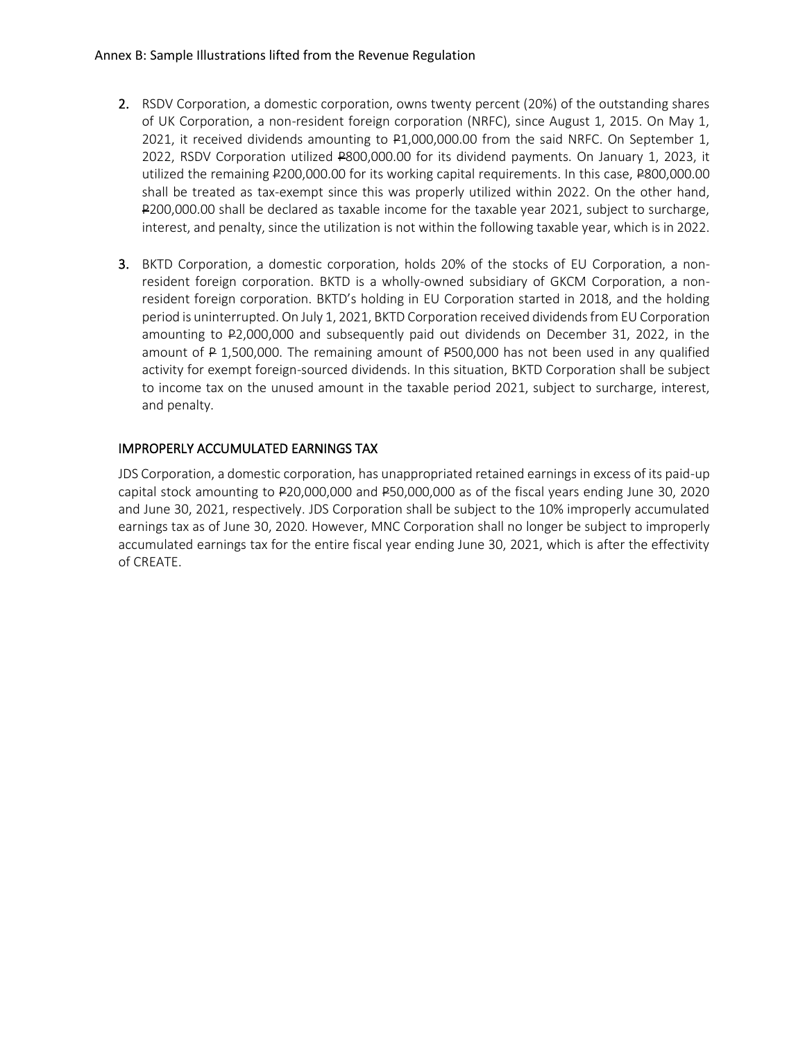Annex B: Sample Illustrations lifted from the Revenue Regulation

2. RSDV Corporation, a domestic corporation, owns twenty percent (20%) of the outstanding shares of UK Corporation, a non-resident foreign corporation (NRFC), since August 1, 2015. On May 1, 2021, it received dividends amounting to ₱1,000,000.00 from the said NRFC. On September 1, 2022, RSDV Corporation utilized ₱800,000.00 for its dividend payments. On January 1, 2023, it utilized the remaining ₱200,000.00 for its working capital requirements. In this case, ₱800,000.00 shall be treated as tax-exempt since this was properly utilized within 2022. On the other hand, ₱200,000.00 shall be declared as taxable income for the taxable year 2021, subject to surcharge, interest, and penalty, since the utilization is not within the following taxable year, which is in 2022.

3. BKTD Corporation, a domestic corporation, holds 20% of the stocks of EU Corporation, a non-resident foreign corporation. BKTD is a wholly-owned subsidiary of GKCM Corporation, a non-resident foreign corporation. BKTD's holding in EU Corporation started in 2018, and the holding period is uninterrupted. On July 1, 2021, BKTD Corporation received dividends from EU Corporation amounting to ₱2,000,000 and subsequently paid out dividends on December 31, 2022, in the amount of ₱ 1,500,000. The remaining amount of ₱500,000 has not been used in any qualified activity for exempt foreign-sourced dividends. In this situation, BKTD Corporation shall be subject to income tax on the unused amount in the taxable period 2021, subject to surcharge, interest, and penalty.

## IMPROPERLY ACCUMULATED EARNINGS TAX

JDS Corporation, a domestic corporation, has unappropriated retained earnings in excess of its paid-up capital stock amounting to ₱20,000,000 and ₱50,000,000 as of the fiscal years ending June 30, 2020 and June 30, 2021, respectively. JDS Corporation shall be subject to the 10% improperly accumulated earnings tax as of June 30, 2020. However, MNC Corporation shall no longer be subject to improperly accumulated earnings tax for the entire fiscal year ending June 30, 2021, which is after the effectivity of CREATE.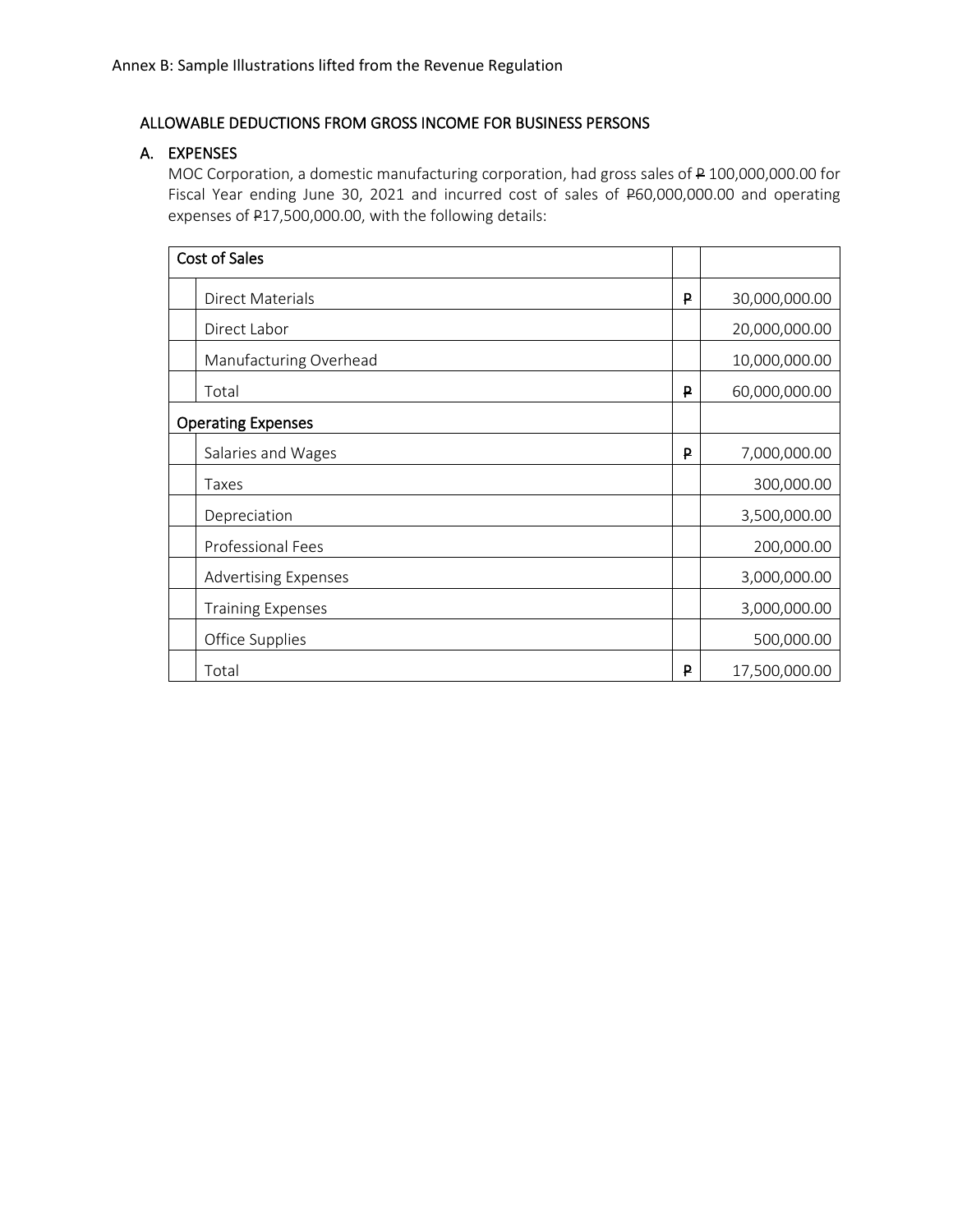Annex B: Sample Illustrations lifted from the Revenue Regulation

## ALLOWABLE DEDUCTIONS FROM GROSS INCOME FOR BUSINESS PERSONS

### A. EXPENSES

MOC Corporation, a domestic manufacturing corporation, had gross sales of ₱ 100,000,000.00 for Fiscal Year ending June 30, 2021 and incurred cost of sales of ₱60,000,000.00 and operating expenses of ₱17,500,000.00, with the following details:

| Cost of Sales | | |
|---|---|---|
| Direct Materials | ₱ | 30,000,000.00 |
| Direct Labor | | 20,000,000.00 |
| Manufacturing Overhead | | 10,000,000.00 |
| Total | ₱ | 60,000,000.00 |
| **Operating Expenses** | | |
| Salaries and Wages | ₱ | 7,000,000.00 |
| Taxes | | 300,000.00 |
| Depreciation | | 3,500,000.00 |
| Professional Fees | | 200,000.00 |
| Advertising Expenses | | 3,000,000.00 |
| Training Expenses | | 3,000,000.00 |
| Office Supplies | | 500,000.00 |
| Total | ₱ | 17,500,000.00 |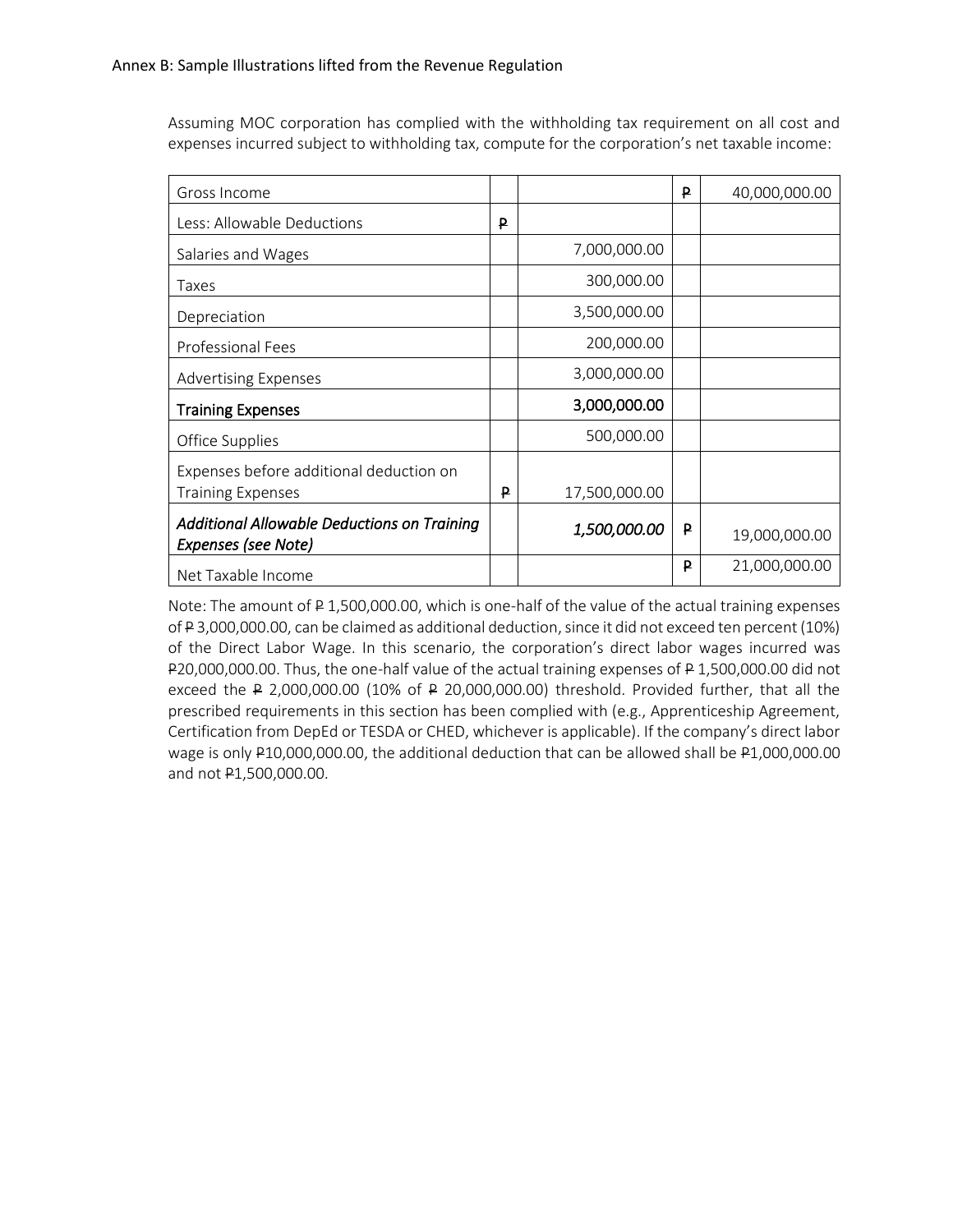Annex B: Sample Illustrations lifted from the Revenue Regulation

Assuming MOC corporation has complied with the withholding tax requirement on all cost and expenses incurred subject to withholding tax, compute for the corporation's net taxable income:

| | | | | |
|---|---|---|---|---|
| Gross Income | | | ₱ | 40,000,000.00 |
| Less: Allowable Deductions | ₱ | | | |
| Salaries and Wages | | 7,000,000.00 | | |
| Taxes | | 300,000.00 | | |
| Depreciation | | 3,500,000.00 | | |
| Professional Fees | | 200,000.00 | | |
| Advertising Expenses | | 3,000,000.00 | | |
| **Training Expenses** | | **3,000,000.00** | | |
| Office Supplies | | 500,000.00 | | |
| Expenses before additional deduction on Training Expenses | ₱ | 17,500,000.00 | | |
| ***Additional Allowable Deductions on Training Expenses (see Note)*** | | ***1,500,000.00*** | ₱ | 19,000,000.00 |
| Net Taxable Income | | | ₱ | 21,000,000.00 |

Note: The amount of ₱ 1,500,000.00, which is one-half of the value of the actual training expenses of ₱ 3,000,000.00, can be claimed as additional deduction, since it did not exceed ten percent (10%) of the Direct Labor Wage. In this scenario, the corporation's direct labor wages incurred was ₱20,000,000.00. Thus, the one-half value of the actual training expenses of ₱ 1,500,000.00 did not exceed the ₱ 2,000,000.00 (10% of ₱ 20,000,000.00) threshold. Provided further, that all the prescribed requirements in this section has been complied with (e.g., Apprenticeship Agreement, Certification from DepEd or TESDA or CHED, whichever is applicable). If the company's direct labor wage is only ₱10,000,000.00, the additional deduction that can be allowed shall be ₱1,000,000.00 and not ₱1,500,000.00.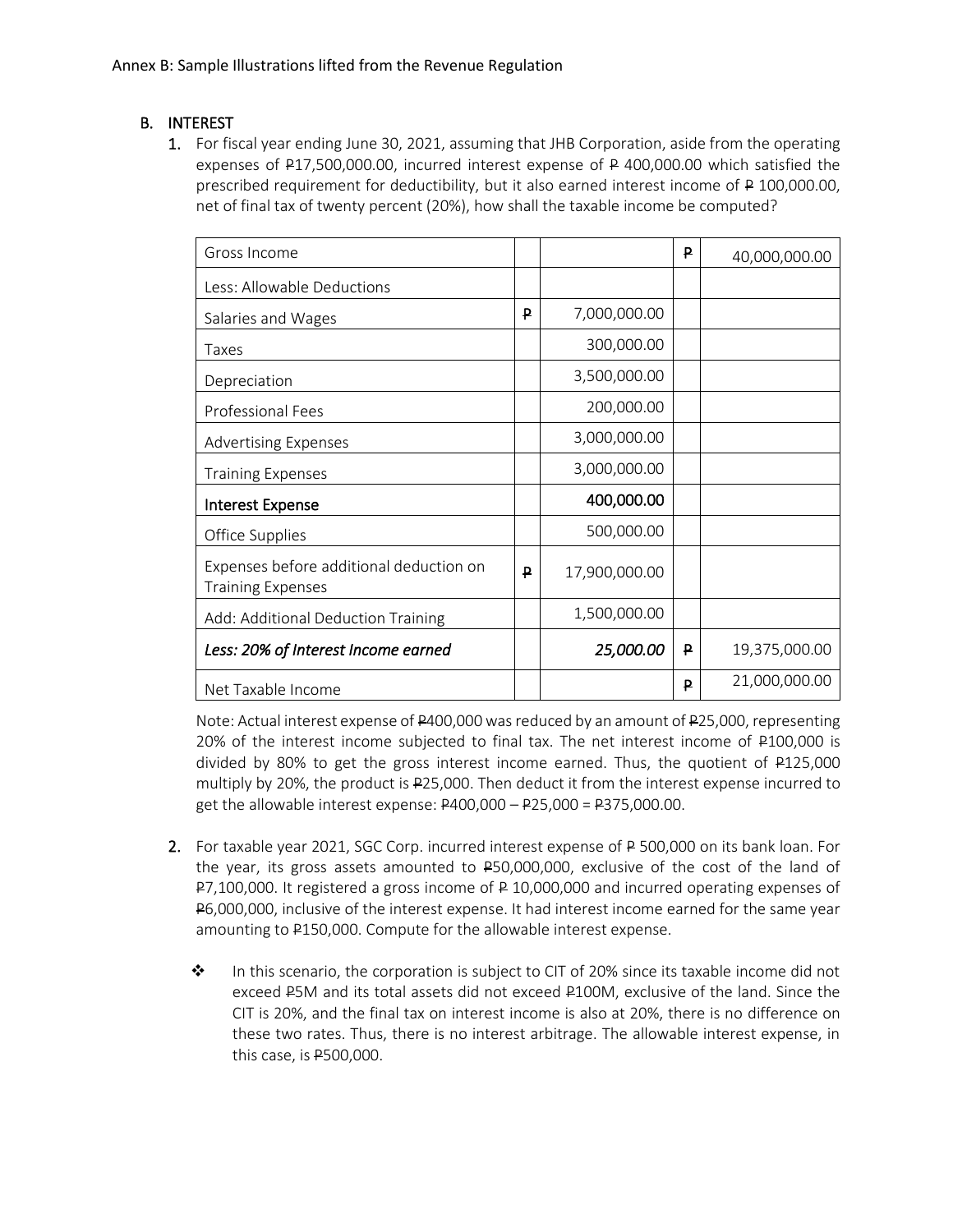Annex B: Sample Illustrations lifted from the Revenue Regulation

## B. INTEREST

1. For fiscal year ending June 30, 2021, assuming that JHB Corporation, aside from the operating expenses of ₱17,500,000.00, incurred interest expense of ₱ 400,000.00 which satisfied the prescribed requirement for deductibility, but it also earned interest income of ₱ 100,000.00, net of final tax of twenty percent (20%), how shall the taxable income be computed?

| | | | | |
|---|---|---|---|---|
| Gross Income | | | ₱ | 40,000,000.00 |
| Less: Allowable Deductions | | | | |
| Salaries and Wages | ₱ | 7,000,000.00 | | |
| Taxes | | 300,000.00 | | |
| Depreciation | | 3,500,000.00 | | |
| Professional Fees | | 200,000.00 | | |
| Advertising Expenses | | 3,000,000.00 | | |
| Training Expenses | | 3,000,000.00 | | |
| **Interest Expense** | | **400,000.00** | | |
| Office Supplies | | 500,000.00 | | |
| Expenses before additional deduction on Training Expenses | ₱ | 17,900,000.00 | | |
| Add: Additional Deduction Training | | 1,500,000.00 | | |
| ***Less: 20% of Interest Income earned*** | | ***25,000.00*** | ₱ | 19,375,000.00 |
| Net Taxable Income | | | ₱ | 21,000,000.00 |

Note: Actual interest expense of ₱400,000 was reduced by an amount of ₱25,000, representing 20% of the interest income subjected to final tax. The net interest income of ₱100,000 is divided by 80% to get the gross interest income earned. Thus, the quotient of ₱125,000 multiply by 20%, the product is ₱25,000. Then deduct it from the interest expense incurred to get the allowable interest expense: ₱400,000 – ₱25,000 = ₱375,000.00.

2. For taxable year 2021, SGC Corp. incurred interest expense of ₱ 500,000 on its bank loan. For the year, its gross assets amounted to ₱50,000,000, exclusive of the cost of the land of ₱7,100,000. It registered a gross income of ₱ 10,000,000 and incurred operating expenses of ₱6,000,000, inclusive of the interest expense. It had interest income earned for the same year amounting to ₱150,000. Compute for the allowable interest expense.

   - In this scenario, the corporation is subject to CIT of 20% since its taxable income did not exceed ₱5M and its total assets did not exceed ₱100M, exclusive of the land. Since the CIT is 20%, and the final tax on interest income is also at 20%, there is no difference on these two rates. Thus, there is no interest arbitrage. The allowable interest expense, in this case, is ₱500,000.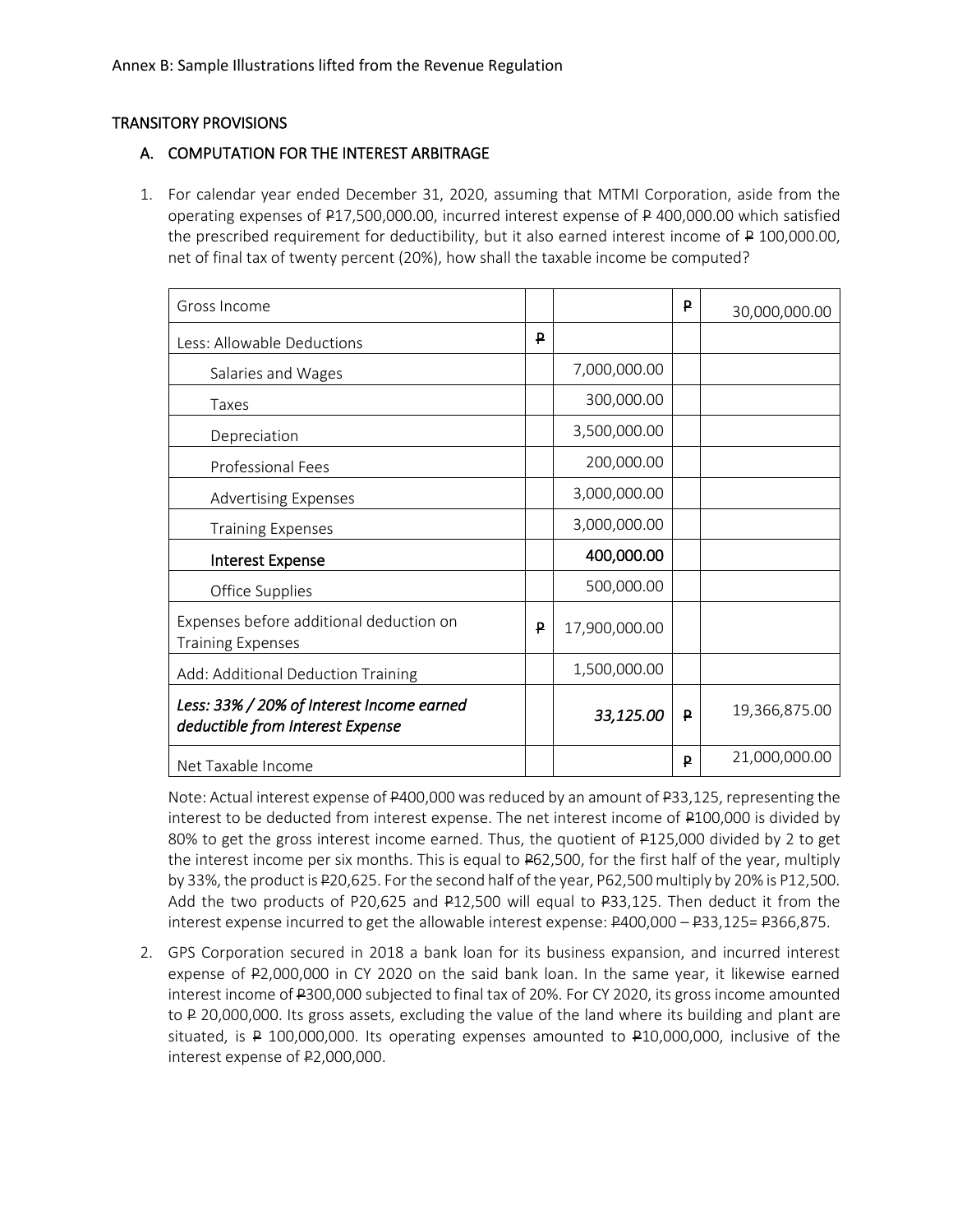Annex B: Sample Illustrations lifted from the Revenue Regulation

## TRANSITORY PROVISIONS

### A. COMPUTATION FOR THE INTEREST ARBITRAGE

1. For calendar year ended December 31, 2020, assuming that MTMI Corporation, aside from the operating expenses of ₱17,500,000.00, incurred interest expense of ₱ 400,000.00 which satisfied the prescribed requirement for deductibility, but it also earned interest income of ₱ 100,000.00, net of final tax of twenty percent (20%), how shall the taxable income be computed?

| | | | | |
|---|---|---|---|---|
| Gross Income | | | ₱ | 30,000,000.00 |
| Less: Allowable Deductions | ₱ | | | |
| Salaries and Wages | | 7,000,000.00 | | |
| Taxes | | 300,000.00 | | |
| Depreciation | | 3,500,000.00 | | |
| Professional Fees | | 200,000.00 | | |
| Advertising Expenses | | 3,000,000.00 | | |
| Training Expenses | | 3,000,000.00 | | |
| **Interest Expense** | | **400,000.00** | | |
| Office Supplies | | 500,000.00 | | |
| Expenses before additional deduction on Training Expenses | ₱ | 17,900,000.00 | | |
| Add: Additional Deduction Training | | 1,500,000.00 | | |
| ***Less: 33% / 20% of Interest Income earned deductible from Interest Expense*** | | ***33,125.00*** | ₱ | 19,366,875.00 |
| Net Taxable Income | | | ₱ | 21,000,000.00 |

Note: Actual interest expense of ₱400,000 was reduced by an amount of ₱33,125, representing the interest to be deducted from interest expense. The net interest income of ₱100,000 is divided by 80% to get the gross interest income earned. Thus, the quotient of ₱125,000 divided by 2 to get the interest income per six months. This is equal to ₱62,500, for the first half of the year, multiply by 33%, the product is ₱20,625. For the second half of the year, P62,500 multiply by 20% is P12,500. Add the two products of P20,625 and ₱12,500 will equal to ₱33,125. Then deduct it from the interest expense incurred to get the allowable interest expense: ₱400,000 – ₱33,125= ₱366,875.

2. GPS Corporation secured in 2018 a bank loan for its business expansion, and incurred interest expense of ₱2,000,000 in CY 2020 on the said bank loan. In the same year, it likewise earned interest income of ₱300,000 subjected to final tax of 20%. For CY 2020, its gross income amounted to ₱ 20,000,000. Its gross assets, excluding the value of the land where its building and plant are situated, is ₱ 100,000,000. Its operating expenses amounted to ₱10,000,000, inclusive of the interest expense of ₱2,000,000.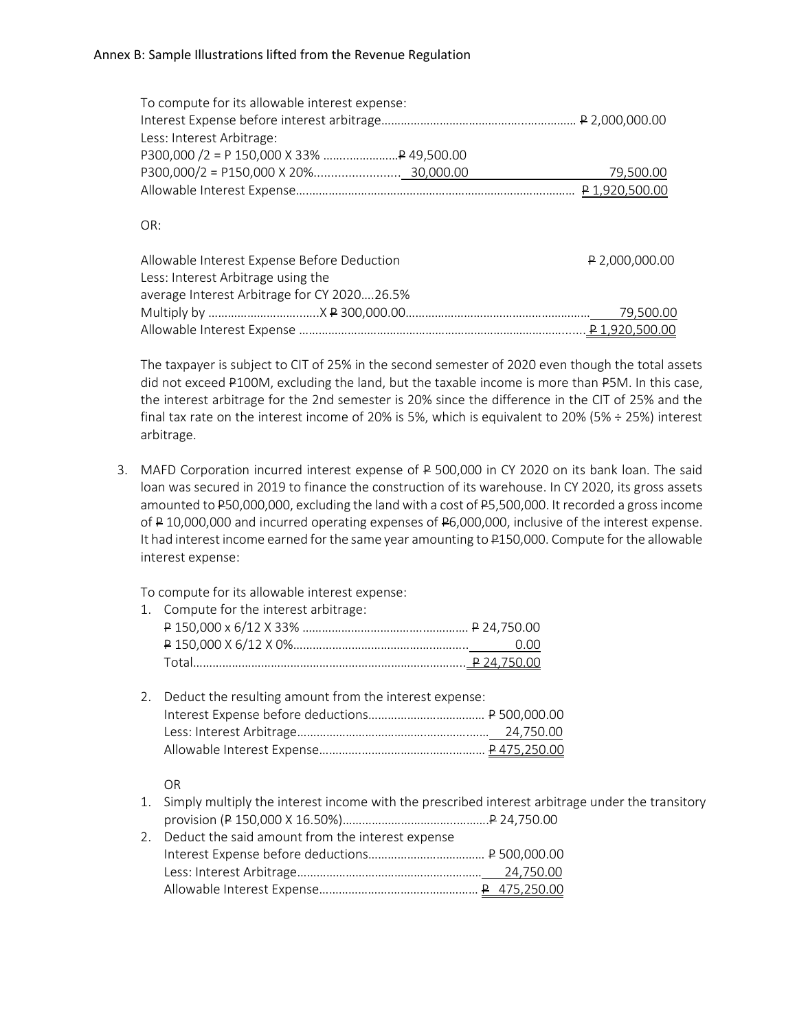Annex B: Sample Illustrations lifted from the Revenue Regulation

To compute for its allowable interest expense:

| | | |
|---|---|---|
| Interest Expense before interest arbitrage | | ₱ 2,000,000.00 |
| Less: Interest Arbitrage: | | |
| P300,000 /2 = P 150,000 X 33% | ₱ 49,500.00 | |
| P300,000/2 = P150,000 X 20% | 30,000.00 | 79,500.00 |
| Allowable Interest Expense | | ₱ 1,920,500.00 |

OR:

| | |
|---|---|
| Allowable Interest Expense Before Deduction | ₱ 2,000,000.00 |
| Less: Interest Arbitrage using the average Interest Arbitrage for CY 2020....26.5% | |
| Multiply by ..........X ₱ 300,000.00 | 79,500.00 |
| Allowable Interest Expense | ₱ 1,920,500.00 |

The taxpayer is subject to CIT of 25% in the second semester of 2020 even though the total assets did not exceed ₱100M, excluding the land, but the taxable income is more than ₱5M. In this case, the interest arbitrage for the 2nd semester is 20% since the difference in the CIT of 25% and the final tax rate on the interest income of 20% is 5%, which is equivalent to 20% (5% ÷ 25%) interest arbitrage.

3. MAFD Corporation incurred interest expense of ₱ 500,000 in CY 2020 on its bank loan. The said loan was secured in 2019 to finance the construction of its warehouse. In CY 2020, its gross assets amounted to ₱50,000,000, excluding the land with a cost of ₱5,500,000. It recorded a gross income of ₱ 10,000,000 and incurred operating expenses of ₱6,000,000, inclusive of the interest expense. It had interest income earned for the same year amounting to ₱150,000. Compute for the allowable interest expense:

   To compute for its allowable interest expense:

   1. Compute for the interest arbitrage:

      | | |
      |---|---|
      | ₱ 150,000 x 6/12 X 33% | ₱ 24,750.00 |
      | ₱ 150,000 X 6/12 X 0% | 0.00 |
      | Total | ₱ 24,750.00 |

   2. Deduct the resulting amount from the interest expense:

      | | |
      |---|---|
      | Interest Expense before deductions | ₱ 500,000.00 |
      | Less: Interest Arbitrage | 24,750.00 |
      | Allowable Interest Expense | ₱ 475,250.00 |

   OR

   1. Simply multiply the interest income with the prescribed interest arbitrage under the transitory provision (₱ 150,000 X 16.50%)........₱ 24,750.00
   2. Deduct the said amount from the interest expense

      | | |
      |---|---|
      | Interest Expense before deductions | ₱ 500,000.00 |
      | Less: Interest Arbitrage | 24,750.00 |
      | Allowable Interest Expense | ₱ 475,250.00 |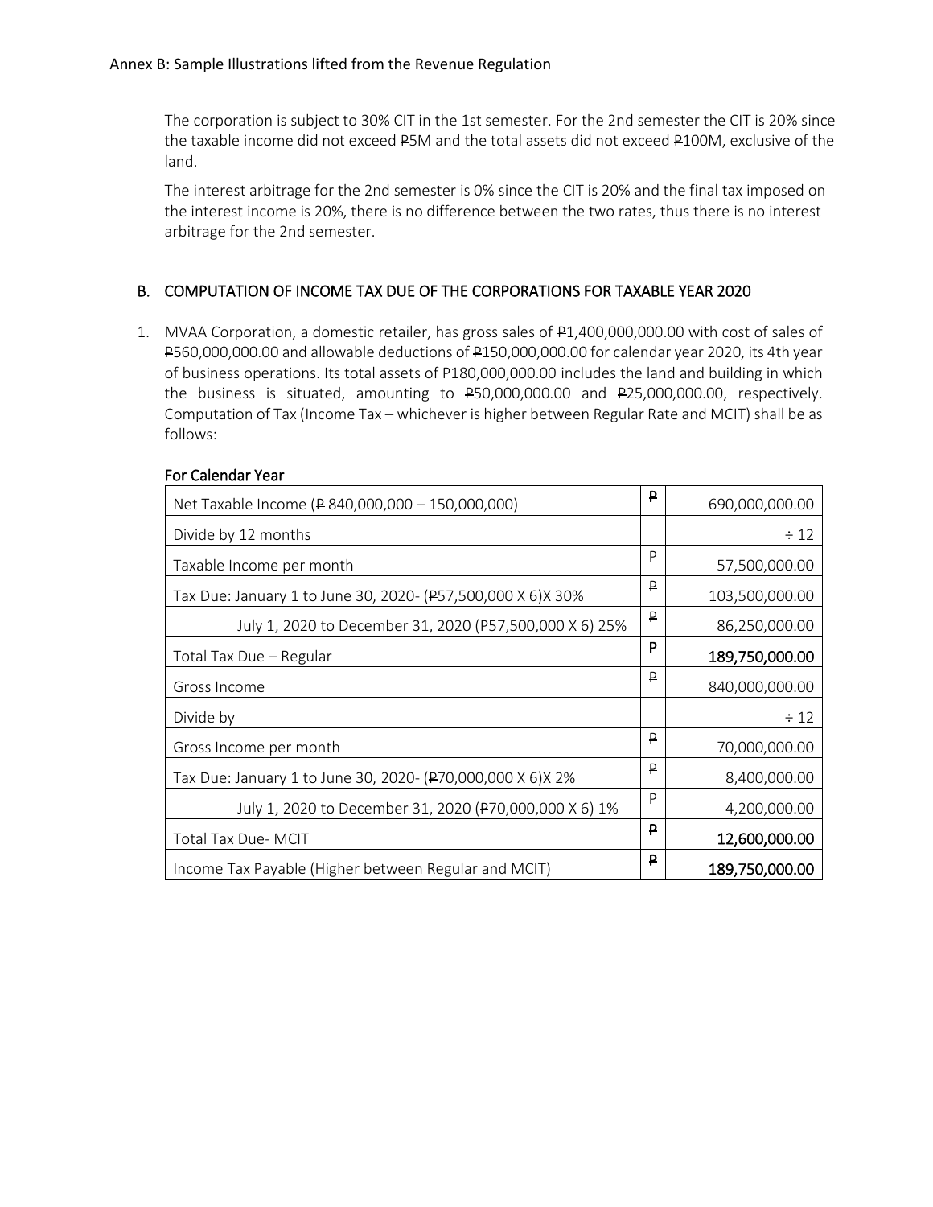Annex B: Sample Illustrations lifted from the Revenue Regulation

The corporation is subject to 30% CIT in the 1st semester. For the 2nd semester the CIT is 20% since the taxable income did not exceed ₱5M and the total assets did not exceed ₱100M, exclusive of the land.

The interest arbitrage for the 2nd semester is 0% since the CIT is 20% and the final tax imposed on the interest income is 20%, there is no difference between the two rates, thus there is no interest arbitrage for the 2nd semester.

## B. COMPUTATION OF INCOME TAX DUE OF THE CORPORATIONS FOR TAXABLE YEAR 2020

1. MVAA Corporation, a domestic retailer, has gross sales of ₱1,400,000,000.00 with cost of sales of ₱560,000,000.00 and allowable deductions of ₱150,000,000.00 for calendar year 2020, its 4th year of business operations. Its total assets of P180,000,000.00 includes the land and building in which the business is situated, amounting to ₱50,000,000.00 and ₱25,000,000.00, respectively. Computation of Tax (Income Tax – whichever is higher between Regular Rate and MCIT) shall be as follows:

### For Calendar Year

| | | |
|---|---|---|
| Net Taxable Income (₱ 840,000,000 – 150,000,000) | ₱ | 690,000,000.00 |
| Divide by 12 months | | ÷ 12 |
| Taxable Income per month | ₱ | 57,500,000.00 |
| Tax Due: January 1 to June 30, 2020- (₱57,500,000 X 6)X 30% | ₱ | 103,500,000.00 |
| July 1, 2020 to December 31, 2020 (₱57,500,000 X 6) 25% | ₱ | 86,250,000.00 |
| Total Tax Due – Regular | ₱ | **189,750,000.00** |
| Gross Income | ₱ | 840,000,000.00 |
| Divide by | | ÷ 12 |
| Gross Income per month | ₱ | 70,000,000.00 |
| Tax Due: January 1 to June 30, 2020- (₱70,000,000 X 6)X 2% | ₱ | 8,400,000.00 |
| July 1, 2020 to December 31, 2020 (₱70,000,000 X 6) 1% | ₱ | 4,200,000.00 |
| Total Tax Due- MCIT | ₱ | **12,600,000.00** |
| Income Tax Payable (Higher between Regular and MCIT) | ₱ | **189,750,000.00** |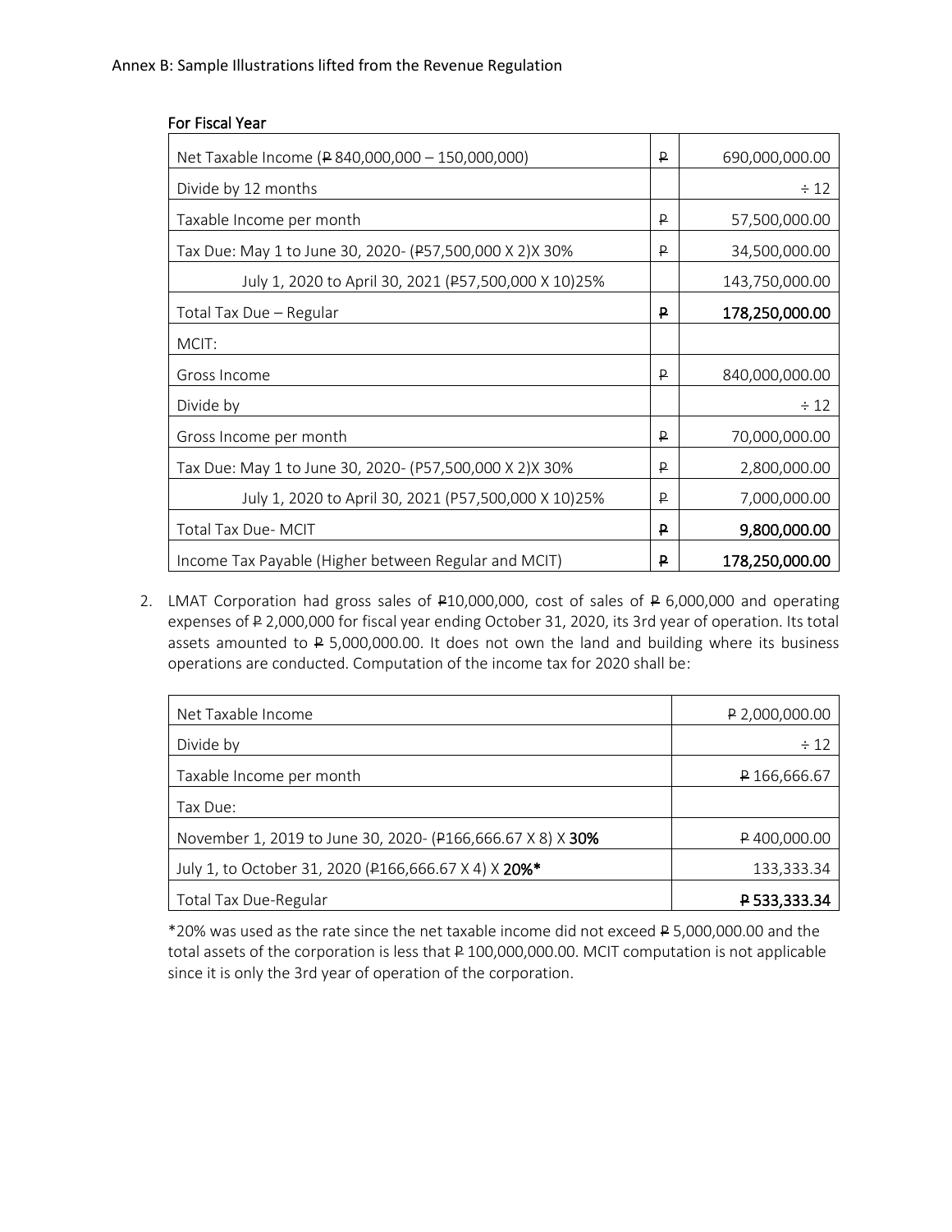Annex B: Sample Illustrations lifted from the Revenue Regulation

**For Fiscal Year**

| | | |
|---|---|---|
| Net Taxable Income (₱ 840,000,000 – 150,000,000) | ₱ | 690,000,000.00 |
| Divide by 12 months | | ÷ 12 |
| Taxable Income per month | ₱ | 57,500,000.00 |
| Tax Due: May 1 to June 30, 2020- (₱57,500,000 X 2)X 30% | ₱ | 34,500,000.00 |
| July 1, 2020 to April 30, 2021 (₱57,500,000 X 10)25% | | 143,750,000.00 |
| Total Tax Due – Regular | **₱** | **178,250,000.00** |
| MCIT: | | |
| Gross Income | ₱ | 840,000,000.00 |
| Divide by | | ÷ 12 |
| Gross Income per month | ₱ | 70,000,000.00 |
| Tax Due: May 1 to June 30, 2020- (P57,500,000 X 2)X 30% | ₱ | 2,800,000.00 |
| July 1, 2020 to April 30, 2021 (P57,500,000 X 10)25% | ₱ | 7,000,000.00 |
| Total Tax Due- MCIT | **₱** | **9,800,000.00** |
| Income Tax Payable (Higher between Regular and MCIT) | **₱** | **178,250,000.00** |

2. LMAT Corporation had gross sales of ₱10,000,000, cost of sales of ₱ 6,000,000 and operating expenses of ₱ 2,000,000 for fiscal year ending October 31, 2020, its 3rd year of operation. Its total assets amounted to ₱ 5,000,000.00. It does not own the land and building where its business operations are conducted. Computation of the income tax for 2020 shall be:

| | |
|---|---|
| Net Taxable Income | ₱ 2,000,000.00 |
| Divide by | ÷ 12 |
| Taxable Income per month | ₱ 166,666.67 |
| Tax Due: | |
| November 1, 2019 to June 30, 2020- (₱166,666.67 X 8) X **30%** | ₱ 400,000.00 |
| July 1, to October 31, 2020 (₱166,666.67 X 4) X **20%*** | 133,333.34 |
| Total Tax Due-Regular | **₱ 533,333.34** |

*20% was used as the rate since the net taxable income did not exceed ₱ 5,000,000.00 and the total assets of the corporation is less that ₱ 100,000,000.00. MCIT computation is not applicable since it is only the 3rd year of operation of the corporation.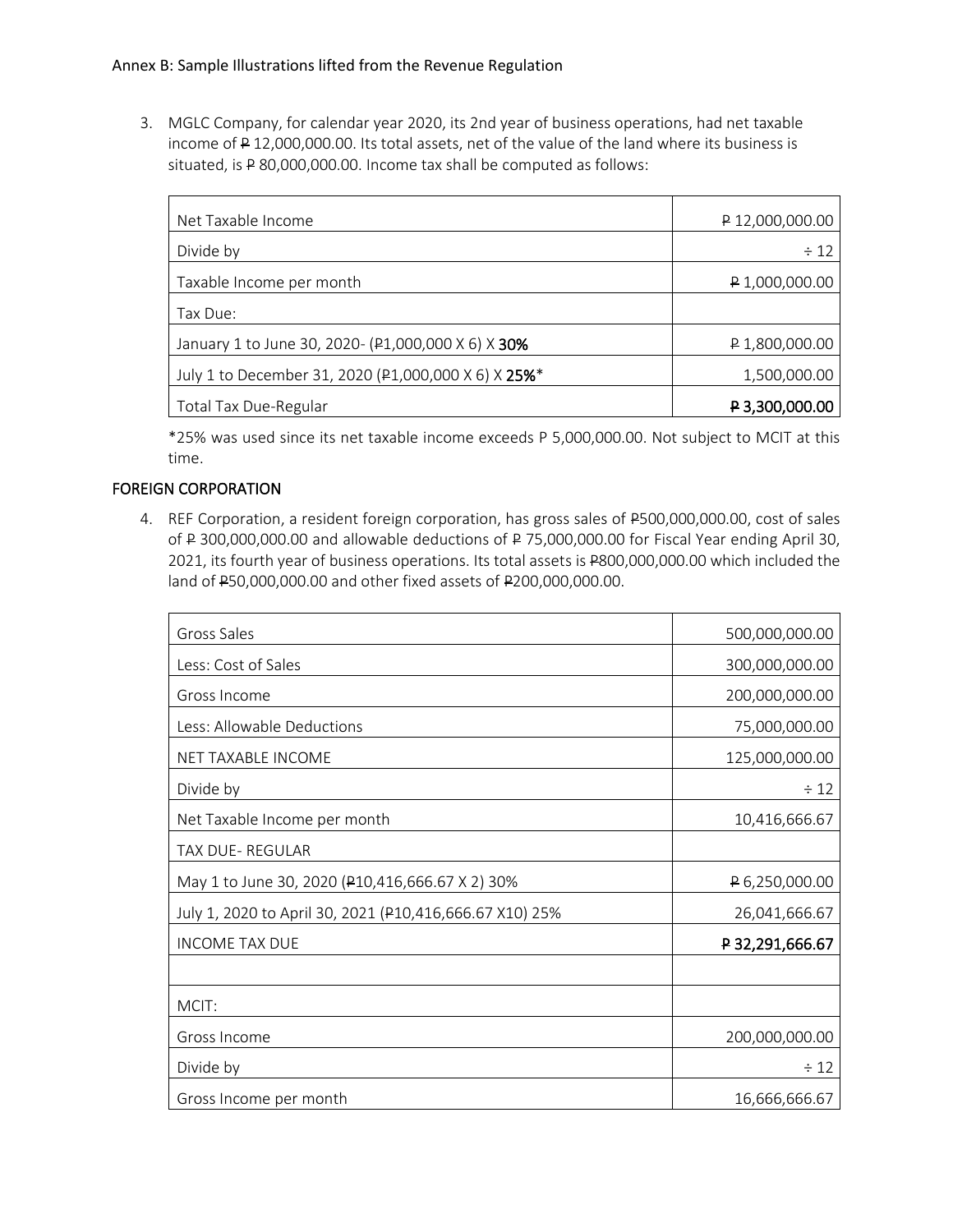Annex B: Sample Illustrations lifted from the Revenue Regulation

3. MGLC Company, for calendar year 2020, its 2nd year of business operations, had net taxable income of ₱ 12,000,000.00. Its total assets, net of the value of the land where its business is situated, is ₱ 80,000,000.00. Income tax shall be computed as follows:

| | |
|---|---:|
| Net Taxable Income | ₱ 12,000,000.00 |
| Divide by | ÷ 12 |
| Taxable Income per month | ₱ 1,000,000.00 |
| Tax Due: | |
| January 1 to June 30, 2020- (₱1,000,000 X 6) X **30%** | ₱ 1,800,000.00 |
| July 1 to December 31, 2020 (₱1,000,000 X 6) X **25%***  | 1,500,000.00 |
| Total Tax Due-Regular | **₱ 3,300,000.00** |

*25% was used since its net taxable income exceeds P 5,000,000.00. Not subject to MCIT at this time.

## FOREIGN CORPORATION

4. REF Corporation, a resident foreign corporation, has gross sales of ₱500,000,000.00, cost of sales of ₱ 300,000,000.00 and allowable deductions of ₱ 75,000,000.00 for Fiscal Year ending April 30, 2021, its fourth year of business operations. Its total assets is ₱800,000,000.00 which included the land of ₱50,000,000.00 and other fixed assets of ₱200,000,000.00.

| | |
|---|---:|
| Gross Sales | 500,000,000.00 |
| Less: Cost of Sales | 300,000,000.00 |
| Gross Income | 200,000,000.00 |
| Less: Allowable Deductions | 75,000,000.00 |
| NET TAXABLE INCOME | 125,000,000.00 |
| Divide by | ÷ 12 |
| Net Taxable Income per month | 10,416,666.67 |
| TAX DUE- REGULAR | |
| May 1 to June 30, 2020 (₱10,416,666.67 X 2) 30% | ₱ 6,250,000.00 |
| July 1, 2020 to April 30, 2021 (₱10,416,666.67 X10) 25% | 26,041,666.67 |
| INCOME TAX DUE | **₱ 32,291,666.67** |
| | |
| MCIT: | |
| Gross Income | 200,000,000.00 |
| Divide by | ÷ 12 |
| Gross Income per month | 16,666,666.67 |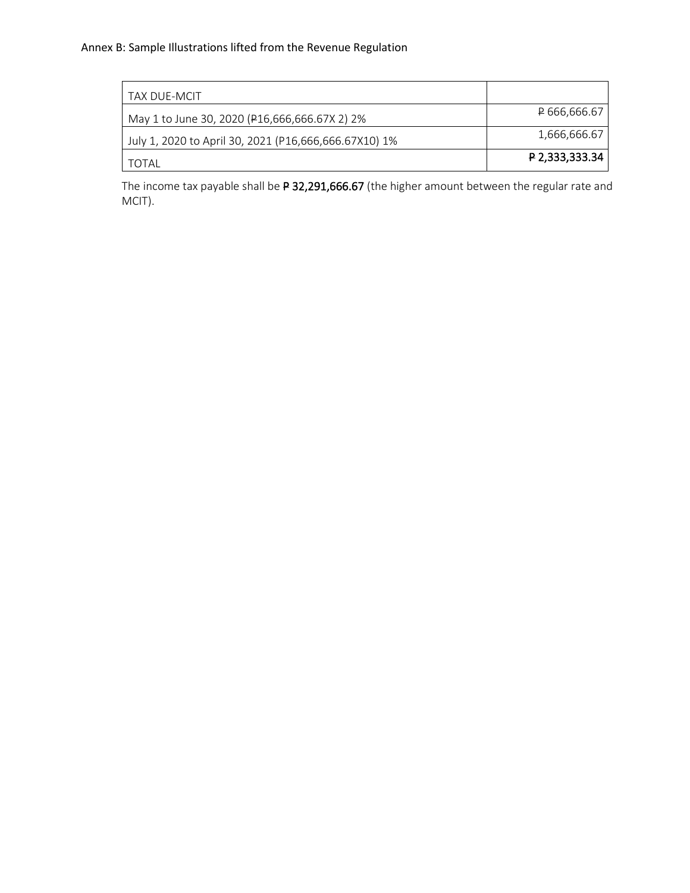Annex B: Sample Illustrations lifted from the Revenue Regulation

| | |
|---|---|
| TAX DUE-MCIT | |
| May 1 to June 30, 2020 (₱16,666,666.67X 2) 2% | ₱ 666,666.67 |
| July 1, 2020 to April 30, 2021 (P16,666,666.67X10) 1% | 1,666,666.67 |
| TOTAL | **₱ 2,333,333.34** |

The income tax payable shall be **₱ 32,291,666.67** (the higher amount between the regular rate and MCIT).